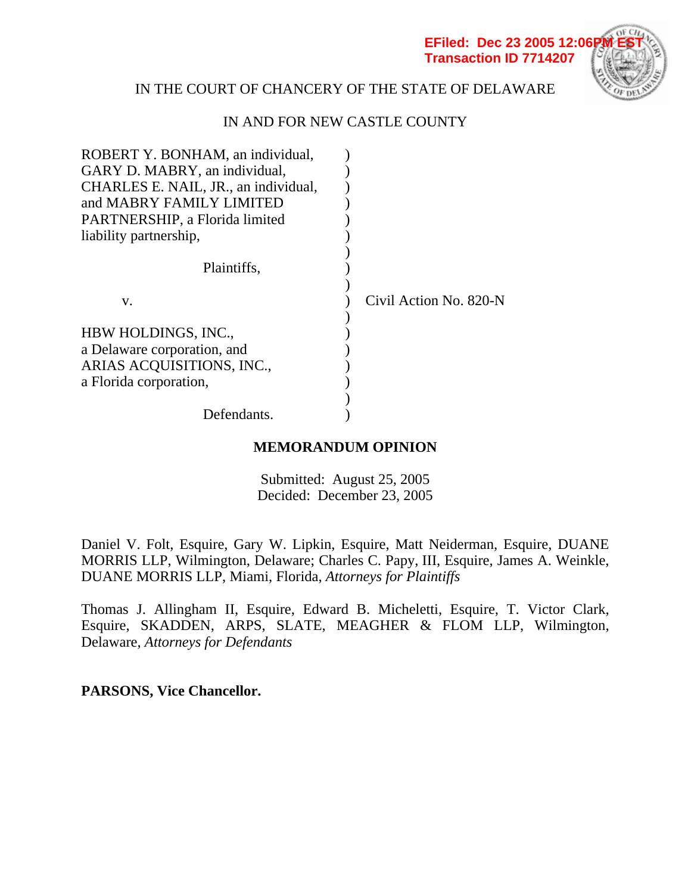EFiled: Dec 23 2005 12:06PM EST
Transaction ID 7714207

IN THE COURT OF CHANCERY OF THE STATE OF DELAWARE

IN AND FOR NEW CASTLE COUNTY

| | | |
|---|---|---|
| ROBERT Y. BONHAM, an individual, GARY D. MABRY, an individual, CHARLES E. NAIL, JR., an individual, and MABRY FAMILY LIMITED PARTNERSHIP, a Florida limited liability partnership, | ) | |
| Plaintiffs, | ) | |
| v. | ) | Civil Action No. 820-N |
| HBW HOLDINGS, INC., a Delaware corporation, and ARIAS ACQUISITIONS, INC., a Florida corporation, | ) | |
| Defendants. | ) | |

**MEMORANDUM OPINION**

Submitted: August 25, 2005
Decided: December 23, 2005

Daniel V. Folt, Esquire, Gary W. Lipkin, Esquire, Matt Neiderman, Esquire, DUANE MORRIS LLP, Wilmington, Delaware; Charles C. Papy, III, Esquire, James A. Weinkle, DUANE MORRIS LLP, Miami, Florida, *Attorneys for Plaintiffs*

Thomas J. Allingham II, Esquire, Edward B. Micheletti, Esquire, T. Victor Clark, Esquire, SKADDEN, ARPS, SLATE, MEAGHER & FLOM LLP, Wilmington, Delaware, *Attorneys for Defendants*

**PARSONS, Vice Chancellor.**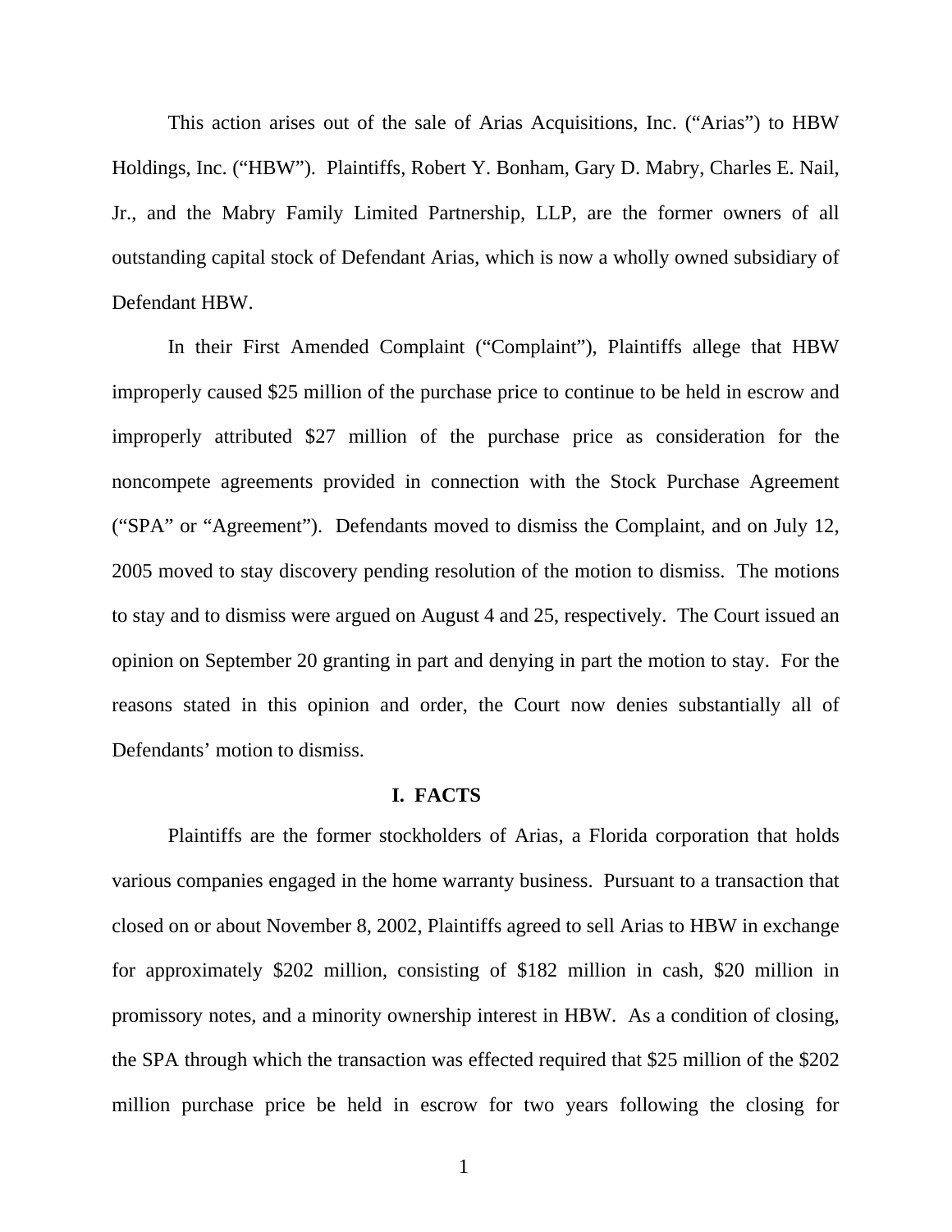This action arises out of the sale of Arias Acquisitions, Inc. ("Arias") to HBW Holdings, Inc. ("HBW"). Plaintiffs, Robert Y. Bonham, Gary D. Mabry, Charles E. Nail, Jr., and the Mabry Family Limited Partnership, LLP, are the former owners of all outstanding capital stock of Defendant Arias, which is now a wholly owned subsidiary of Defendant HBW.

In their First Amended Complaint ("Complaint"), Plaintiffs allege that HBW improperly caused $25 million of the purchase price to continue to be held in escrow and improperly attributed $27 million of the purchase price as consideration for the noncompete agreements provided in connection with the Stock Purchase Agreement ("SPA" or "Agreement"). Defendants moved to dismiss the Complaint, and on July 12, 2005 moved to stay discovery pending resolution of the motion to dismiss. The motions to stay and to dismiss were argued on August 4 and 25, respectively. The Court issued an opinion on September 20 granting in part and denying in part the motion to stay. For the reasons stated in this opinion and order, the Court now denies substantially all of Defendants' motion to dismiss.

## I. FACTS

Plaintiffs are the former stockholders of Arias, a Florida corporation that holds various companies engaged in the home warranty business. Pursuant to a transaction that closed on or about November 8, 2002, Plaintiffs agreed to sell Arias to HBW in exchange for approximately $202 million, consisting of $182 million in cash, $20 million in promissory notes, and a minority ownership interest in HBW. As a condition of closing, the SPA through which the transaction was effected required that $25 million of the $202 million purchase price be held in escrow for two years following the closing for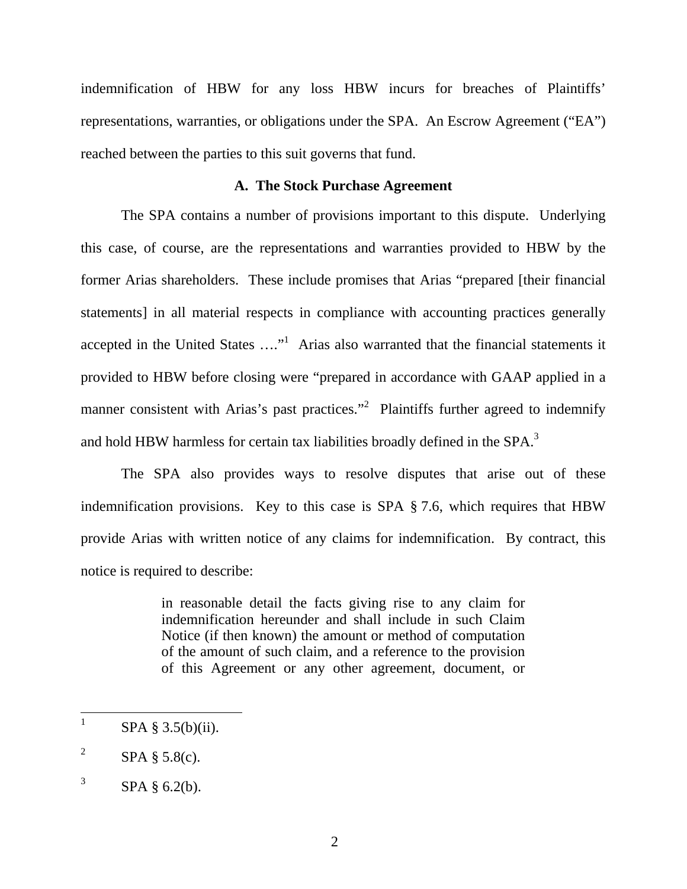indemnification of HBW for any loss HBW incurs for breaches of Plaintiffs' representations, warranties, or obligations under the SPA. An Escrow Agreement ("EA") reached between the parties to this suit governs that fund.

### A. The Stock Purchase Agreement

The SPA contains a number of provisions important to this dispute. Underlying this case, of course, are the representations and warranties provided to HBW by the former Arias shareholders. These include promises that Arias "prepared [their financial statements] in all material respects in compliance with accounting practices generally accepted in the United States …."[1] Arias also warranted that the financial statements it provided to HBW before closing were "prepared in accordance with GAAP applied in a manner consistent with Arias's past practices."[2] Plaintiffs further agreed to indemnify and hold HBW harmless for certain tax liabilities broadly defined in the SPA.[3]

The SPA also provides ways to resolve disputes that arise out of these indemnification provisions. Key to this case is SPA § 7.6, which requires that HBW provide Arias with written notice of any claims for indemnification. By contract, this notice is required to describe:

> in reasonable detail the facts giving rise to any claim for indemnification hereunder and shall include in such Claim Notice (if then known) the amount or method of computation of the amount of such claim, and a reference to the provision of this Agreement or any other agreement, document, or

---

[1] SPA § 3.5(b)(ii).

[2] SPA § 5.8(c).

[3] SPA § 6.2(b).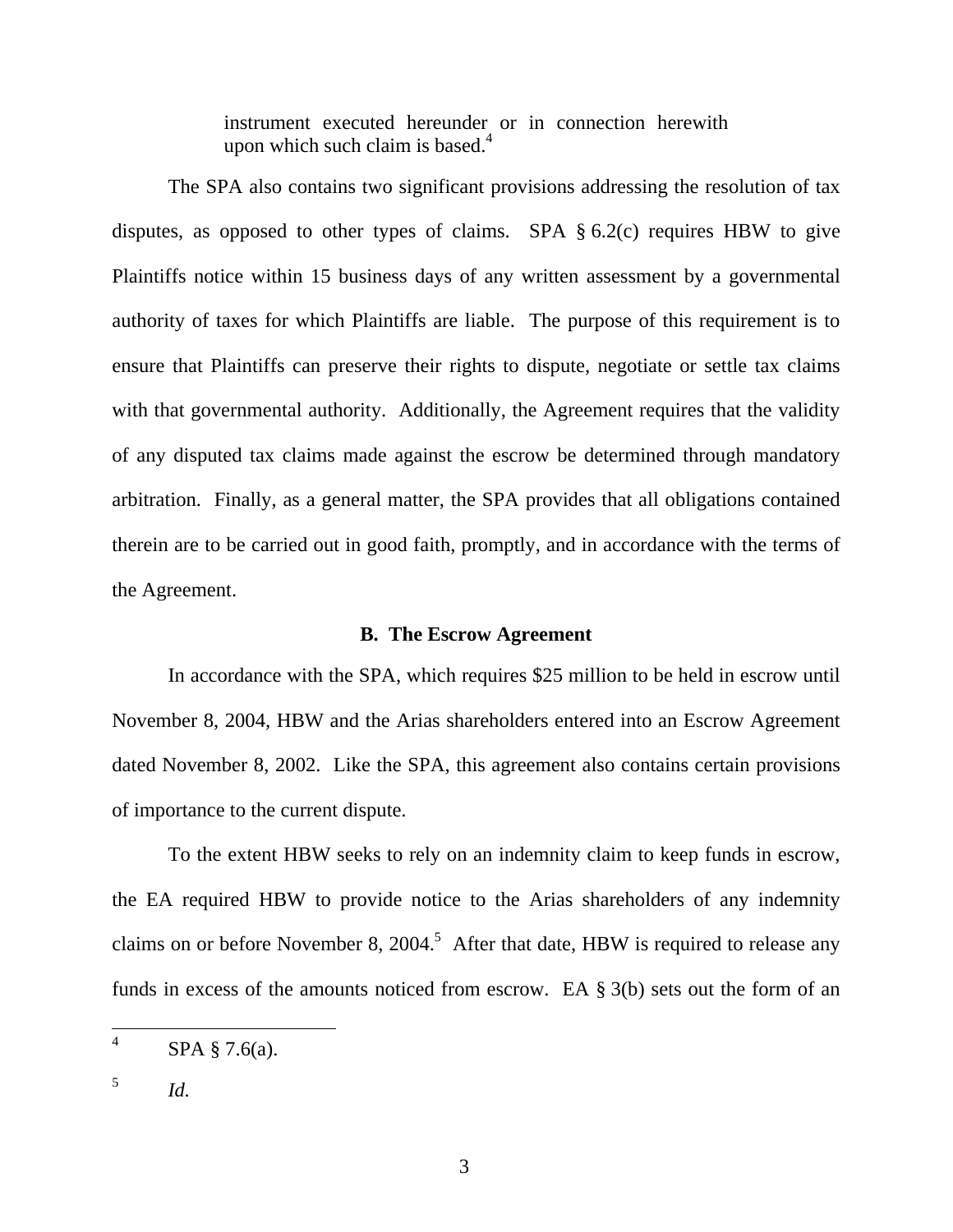> instrument executed hereunder or in connection herewith upon which such claim is based.[4]

The SPA also contains two significant provisions addressing the resolution of tax disputes, as opposed to other types of claims. SPA § 6.2(c) requires HBW to give Plaintiffs notice within 15 business days of any written assessment by a governmental authority of taxes for which Plaintiffs are liable. The purpose of this requirement is to ensure that Plaintiffs can preserve their rights to dispute, negotiate or settle tax claims with that governmental authority. Additionally, the Agreement requires that the validity of any disputed tax claims made against the escrow be determined through mandatory arbitration. Finally, as a general matter, the SPA provides that all obligations contained therein are to be carried out in good faith, promptly, and in accordance with the terms of the Agreement.

### B. The Escrow Agreement

In accordance with the SPA, which requires $25 million to be held in escrow until November 8, 2004, HBW and the Arias shareholders entered into an Escrow Agreement dated November 8, 2002. Like the SPA, this agreement also contains certain provisions of importance to the current dispute.

To the extent HBW seeks to rely on an indemnity claim to keep funds in escrow, the EA required HBW to provide notice to the Arias shareholders of any indemnity claims on or before November 8, 2004.[5] After that date, HBW is required to release any funds in excess of the amounts noticed from escrow. EA § 3(b) sets out the form of an

---

[4] SPA § 7.6(a).

[5] *Id.*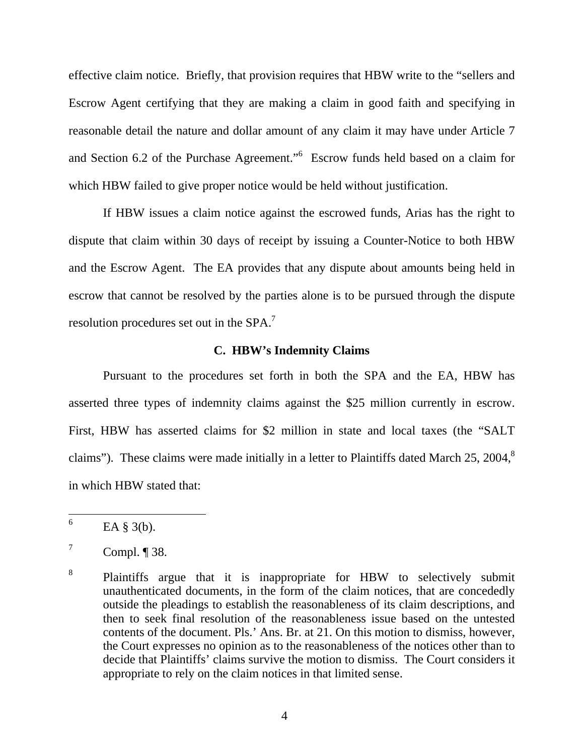effective claim notice. Briefly, that provision requires that HBW write to the "sellers and Escrow Agent certifying that they are making a claim in good faith and specifying in reasonable detail the nature and dollar amount of any claim it may have under Article 7 and Section 6.2 of the Purchase Agreement."[6] Escrow funds held based on a claim for which HBW failed to give proper notice would be held without justification.

If HBW issues a claim notice against the escrowed funds, Arias has the right to dispute that claim within 30 days of receipt by issuing a Counter-Notice to both HBW and the Escrow Agent. The EA provides that any dispute about amounts being held in escrow that cannot be resolved by the parties alone is to be pursued through the dispute resolution procedures set out in the SPA.[7]

### C. HBW's Indemnity Claims

Pursuant to the procedures set forth in both the SPA and the EA, HBW has asserted three types of indemnity claims against the $25 million currently in escrow. First, HBW has asserted claims for $2 million in state and local taxes (the "SALT claims"). These claims were made initially in a letter to Plaintiffs dated March 25, 2004,[8] in which HBW stated that:

---

[6] EA § 3(b).

[7] Compl. ¶ 38.

[8] Plaintiffs argue that it is inappropriate for HBW to selectively submit unauthenticated documents, in the form of the claim notices, that are concededly outside the pleadings to establish the reasonableness of its claim descriptions, and then to seek final resolution of the reasonableness issue based on the untested contents of the document. Pls.' Ans. Br. at 21. On this motion to dismiss, however, the Court expresses no opinion as to the reasonableness of the notices other than to decide that Plaintiffs' claims survive the motion to dismiss. The Court considers it appropriate to rely on the claim notices in that limited sense.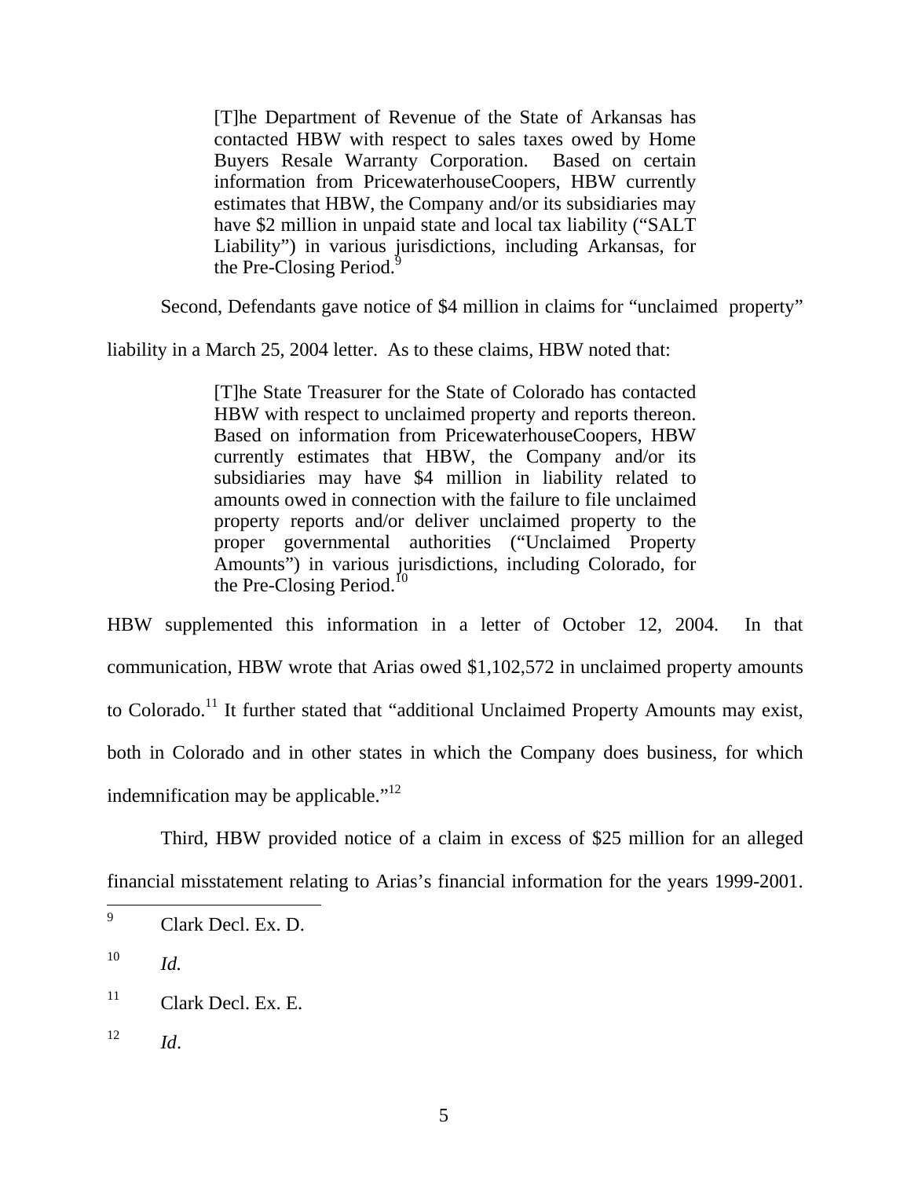> [T]he Department of Revenue of the State of Arkansas has contacted HBW with respect to sales taxes owed by Home Buyers Resale Warranty Corporation. Based on certain information from PricewaterhouseCoopers, HBW currently estimates that HBW, the Company and/or its subsidiaries may have $2 million in unpaid state and local tax liability ("SALT Liability") in various jurisdictions, including Arkansas, for the Pre-Closing Period.[9]

Second, Defendants gave notice of $4 million in claims for "unclaimed property" liability in a March 25, 2004 letter. As to these claims, HBW noted that:

> [T]he State Treasurer for the State of Colorado has contacted HBW with respect to unclaimed property and reports thereon. Based on information from PricewaterhouseCoopers, HBW currently estimates that HBW, the Company and/or its subsidiaries may have $4 million in liability related to amounts owed in connection with the failure to file unclaimed property reports and/or deliver unclaimed property to the proper governmental authorities ("Unclaimed Property Amounts") in various jurisdictions, including Colorado, for the Pre-Closing Period.[10]

HBW supplemented this information in a letter of October 12, 2004. In that communication, HBW wrote that Arias owed $1,102,572 in unclaimed property amounts to Colorado.[11] It further stated that "additional Unclaimed Property Amounts may exist, both in Colorado and in other states in which the Company does business, for which indemnification may be applicable."[12]

Third, HBW provided notice of a claim in excess of $25 million for an alleged financial misstatement relating to Arias's financial information for the years 1999-2001.

---

[9] Clark Decl. Ex. D.

[10] *Id.*

[11] Clark Decl. Ex. E.

[12] *Id*.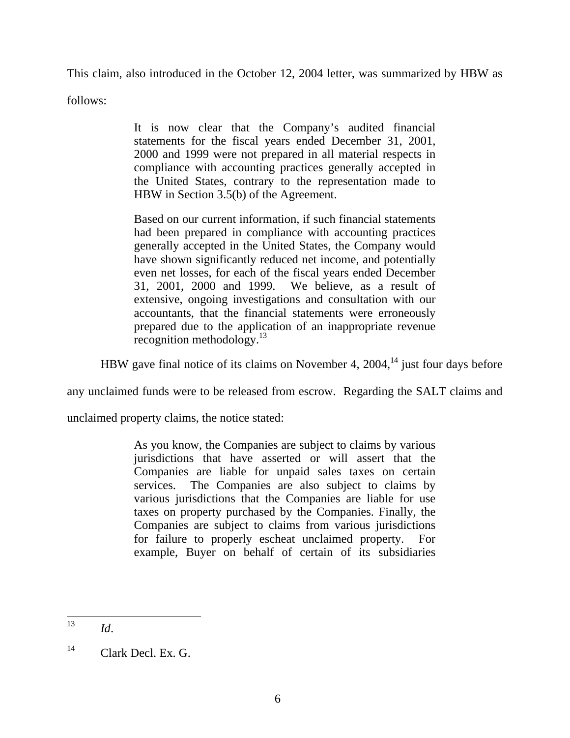This claim, also introduced in the October 12, 2004 letter, was summarized by HBW as follows:

> It is now clear that the Company's audited financial statements for the fiscal years ended December 31, 2001, 2000 and 1999 were not prepared in all material respects in compliance with accounting practices generally accepted in the United States, contrary to the representation made to HBW in Section 3.5(b) of the Agreement.
>
> Based on our current information, if such financial statements had been prepared in compliance with accounting practices generally accepted in the United States, the Company would have shown significantly reduced net income, and potentially even net losses, for each of the fiscal years ended December 31, 2001, 2000 and 1999. We believe, as a result of extensive, ongoing investigations and consultation with our accountants, that the financial statements were erroneously prepared due to the application of an inappropriate revenue recognition methodology.[13]

HBW gave final notice of its claims on November 4, 2004,[14] just four days before any unclaimed funds were to be released from escrow. Regarding the SALT claims and unclaimed property claims, the notice stated:

> As you know, the Companies are subject to claims by various jurisdictions that have asserted or will assert that the Companies are liable for unpaid sales taxes on certain services. The Companies are also subject to claims by various jurisdictions that the Companies are liable for use taxes on property purchased by the Companies. Finally, the Companies are subject to claims from various jurisdictions for failure to properly escheat unclaimed property. For example, Buyer on behalf of certain of its subsidiaries

---

[13] *Id*.

[14] Clark Decl. Ex. G.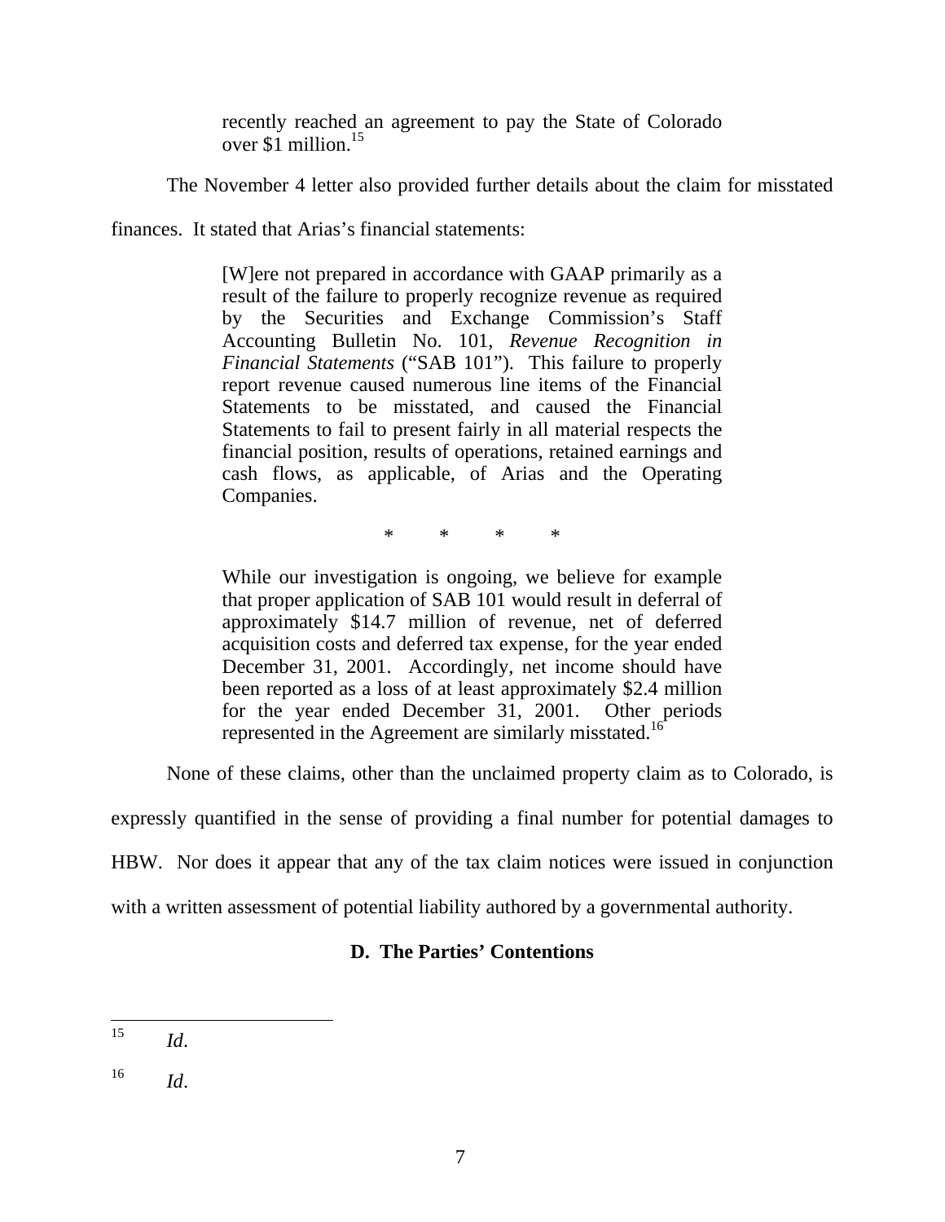> recently reached an agreement to pay the State of Colorado over $1 million.[15]

The November 4 letter also provided further details about the claim for misstated finances. It stated that Arias's financial statements:

> [W]ere not prepared in accordance with GAAP primarily as a result of the failure to properly recognize revenue as required by the Securities and Exchange Commission's Staff Accounting Bulletin No. 101, *Revenue Recognition in Financial Statements* ("SAB 101"). This failure to properly report revenue caused numerous line items of the Financial Statements to be misstated, and caused the Financial Statements to fail to present fairly in all material respects the financial position, results of operations, retained earnings and cash flows, as applicable, of Arias and the Operating Companies.
>
> \* \* \* \*
>
> While our investigation is ongoing, we believe for example that proper application of SAB 101 would result in deferral of approximately $14.7 million of revenue, net of deferred acquisition costs and deferred tax expense, for the year ended December 31, 2001. Accordingly, net income should have been reported as a loss of at least approximately $2.4 million for the year ended December 31, 2001. Other periods represented in the Agreement are similarly misstated.[16]

None of these claims, other than the unclaimed property claim as to Colorado, is expressly quantified in the sense of providing a final number for potential damages to HBW. Nor does it appear that any of the tax claim notices were issued in conjunction with a written assessment of potential liability authored by a governmental authority.

### D. The Parties' Contentions

---

[15] *Id.*

[16] *Id.*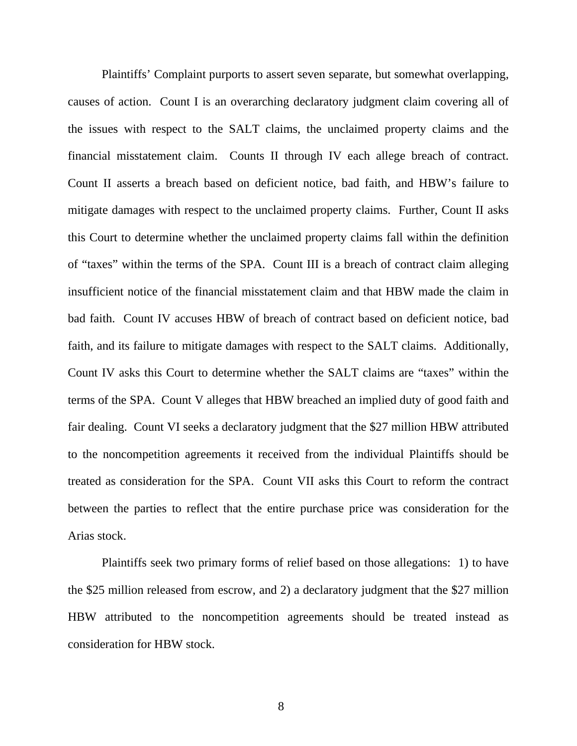Plaintiffs' Complaint purports to assert seven separate, but somewhat overlapping, causes of action. Count I is an overarching declaratory judgment claim covering all of the issues with respect to the SALT claims, the unclaimed property claims and the financial misstatement claim. Counts II through IV each allege breach of contract. Count II asserts a breach based on deficient notice, bad faith, and HBW's failure to mitigate damages with respect to the unclaimed property claims. Further, Count II asks this Court to determine whether the unclaimed property claims fall within the definition of "taxes" within the terms of the SPA. Count III is a breach of contract claim alleging insufficient notice of the financial misstatement claim and that HBW made the claim in bad faith. Count IV accuses HBW of breach of contract based on deficient notice, bad faith, and its failure to mitigate damages with respect to the SALT claims. Additionally, Count IV asks this Court to determine whether the SALT claims are "taxes" within the terms of the SPA. Count V alleges that HBW breached an implied duty of good faith and fair dealing. Count VI seeks a declaratory judgment that the $27 million HBW attributed to the noncompetition agreements it received from the individual Plaintiffs should be treated as consideration for the SPA. Count VII asks this Court to reform the contract between the parties to reflect that the entire purchase price was consideration for the Arias stock.

Plaintiffs seek two primary forms of relief based on those allegations: 1) to have the $25 million released from escrow, and 2) a declaratory judgment that the $27 million HBW attributed to the noncompetition agreements should be treated instead as consideration for HBW stock.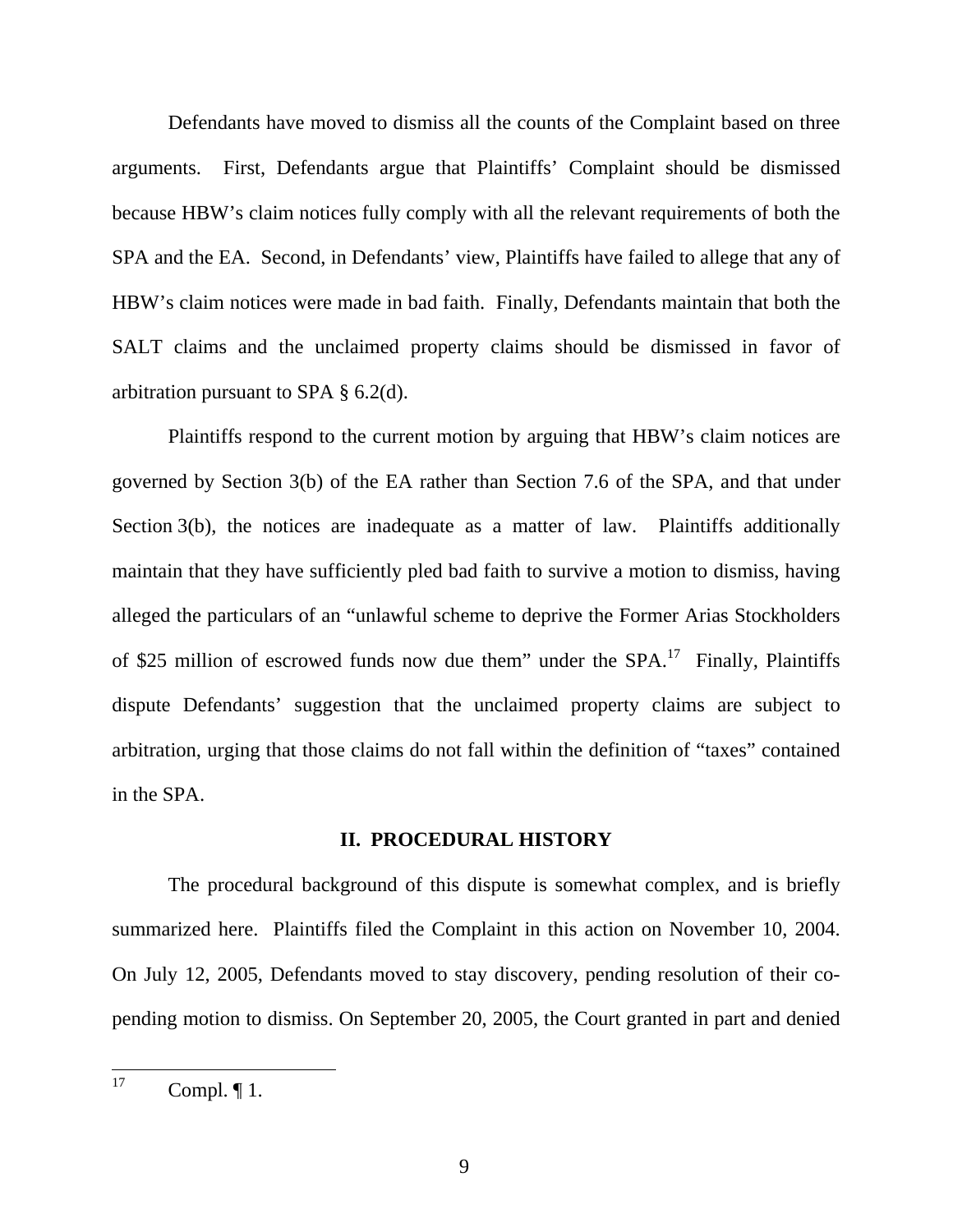Defendants have moved to dismiss all the counts of the Complaint based on three arguments. First, Defendants argue that Plaintiffs' Complaint should be dismissed because HBW's claim notices fully comply with all the relevant requirements of both the SPA and the EA. Second, in Defendants' view, Plaintiffs have failed to allege that any of HBW's claim notices were made in bad faith. Finally, Defendants maintain that both the SALT claims and the unclaimed property claims should be dismissed in favor of arbitration pursuant to SPA § 6.2(d).

Plaintiffs respond to the current motion by arguing that HBW's claim notices are governed by Section 3(b) of the EA rather than Section 7.6 of the SPA, and that under Section 3(b), the notices are inadequate as a matter of law. Plaintiffs additionally maintain that they have sufficiently pled bad faith to survive a motion to dismiss, having alleged the particulars of an "unlawful scheme to deprive the Former Arias Stockholders of $25 million of escrowed funds now due them" under the SPA.[17] Finally, Plaintiffs dispute Defendants' suggestion that the unclaimed property claims are subject to arbitration, urging that those claims do not fall within the definition of "taxes" contained in the SPA.

## II. PROCEDURAL HISTORY

The procedural background of this dispute is somewhat complex, and is briefly summarized here. Plaintiffs filed the Complaint in this action on November 10, 2004. On July 12, 2005, Defendants moved to stay discovery, pending resolution of their co-pending motion to dismiss. On September 20, 2005, the Court granted in part and denied

---

[17] Compl. ¶ 1.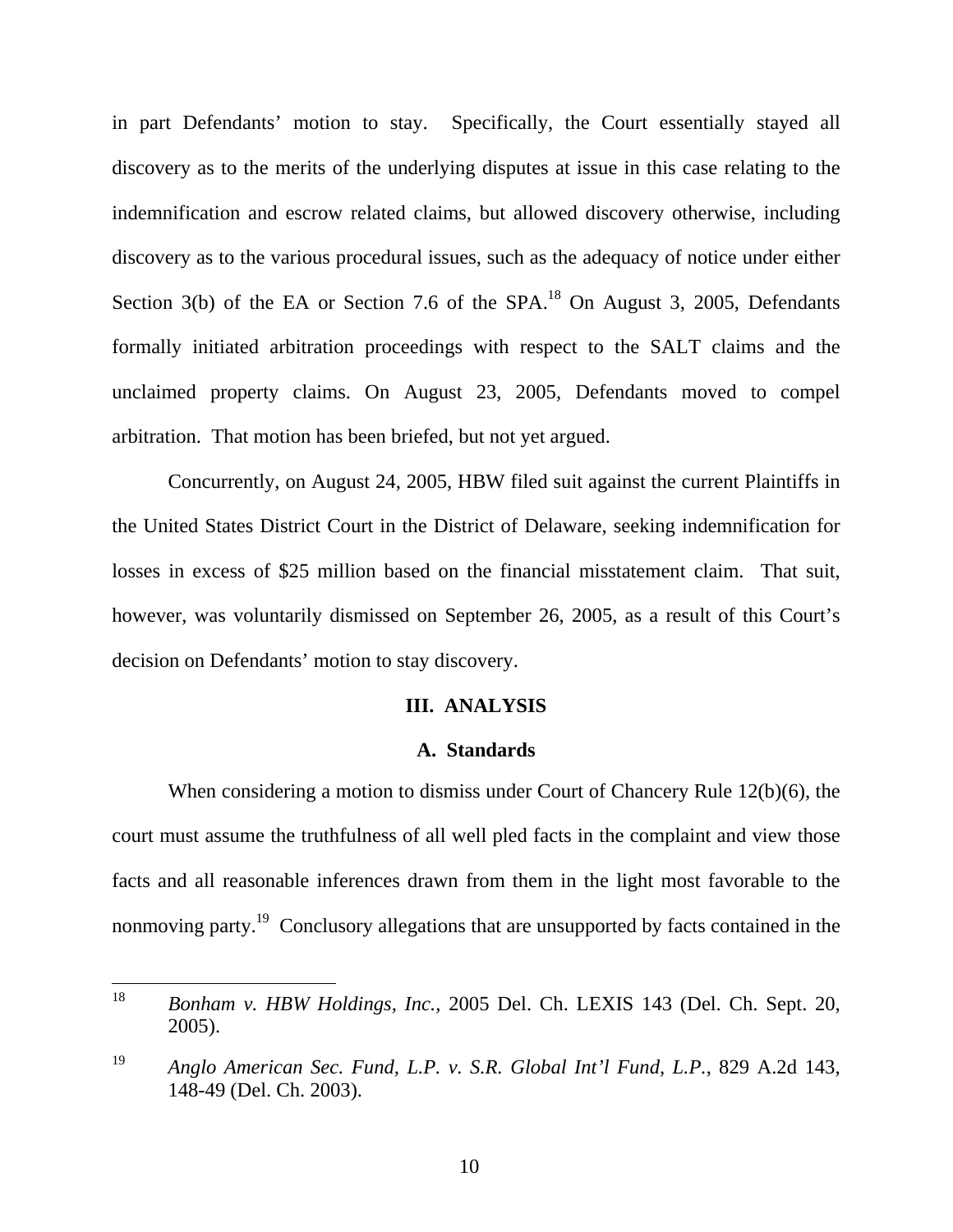in part Defendants' motion to stay. Specifically, the Court essentially stayed all discovery as to the merits of the underlying disputes at issue in this case relating to the indemnification and escrow related claims, but allowed discovery otherwise, including discovery as to the various procedural issues, such as the adequacy of notice under either Section 3(b) of the EA or Section 7.6 of the SPA.[18] On August 3, 2005, Defendants formally initiated arbitration proceedings with respect to the SALT claims and the unclaimed property claims. On August 23, 2005, Defendants moved to compel arbitration. That motion has been briefed, but not yet argued.

Concurrently, on August 24, 2005, HBW filed suit against the current Plaintiffs in the United States District Court in the District of Delaware, seeking indemnification for losses in excess of $25 million based on the financial misstatement claim. That suit, however, was voluntarily dismissed on September 26, 2005, as a result of this Court's decision on Defendants' motion to stay discovery.

## III. ANALYSIS

### A. Standards

When considering a motion to dismiss under Court of Chancery Rule 12(b)(6), the court must assume the truthfulness of all well pled facts in the complaint and view those facts and all reasonable inferences drawn from them in the light most favorable to the nonmoving party.[19] Conclusory allegations that are unsupported by facts contained in the

---

[18] *Bonham v. HBW Holdings, Inc.*, 2005 Del. Ch. LEXIS 143 (Del. Ch. Sept. 20, 2005).

[19] *Anglo American Sec. Fund, L.P. v. S.R. Global Int'l Fund, L.P.*, 829 A.2d 143, 148-49 (Del. Ch. 2003).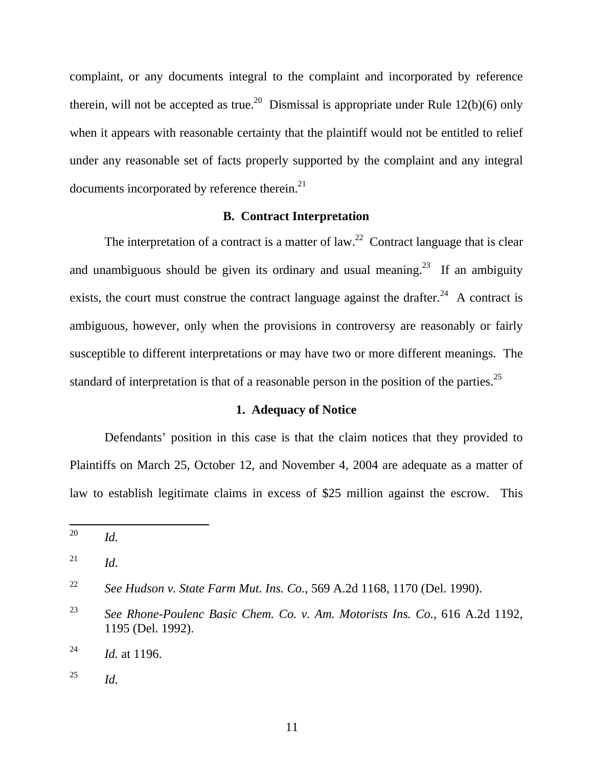complaint, or any documents integral to the complaint and incorporated by reference therein, will not be accepted as true.[20] Dismissal is appropriate under Rule 12(b)(6) only when it appears with reasonable certainty that the plaintiff would not be entitled to relief under any reasonable set of facts properly supported by the complaint and any integral documents incorporated by reference therein.[21]

### B. Contract Interpretation

The interpretation of a contract is a matter of law.[22] Contract language that is clear and unambiguous should be given its ordinary and usual meaning.[23] If an ambiguity exists, the court must construe the contract language against the drafter.[24] A contract is ambiguous, however, only when the provisions in controversy are reasonably or fairly susceptible to different interpretations or may have two or more different meanings. The standard of interpretation is that of a reasonable person in the position of the parties.[25]

#### 1. Adequacy of Notice

Defendants' position in this case is that the claim notices that they provided to Plaintiffs on March 25, October 12, and November 4, 2004 are adequate as a matter of law to establish legitimate claims in excess of $25 million against the escrow. This

---

[20] *Id.*

[21] *Id.*

[22] *See Hudson v. State Farm Mut. Ins. Co.*, 569 A.2d 1168, 1170 (Del. 1990).

[23] *See Rhone-Poulenc Basic Chem. Co. v. Am. Motorists Ins. Co.*, 616 A.2d 1192, 1195 (Del. 1992).

[24] *Id.* at 1196.

[25] *Id.*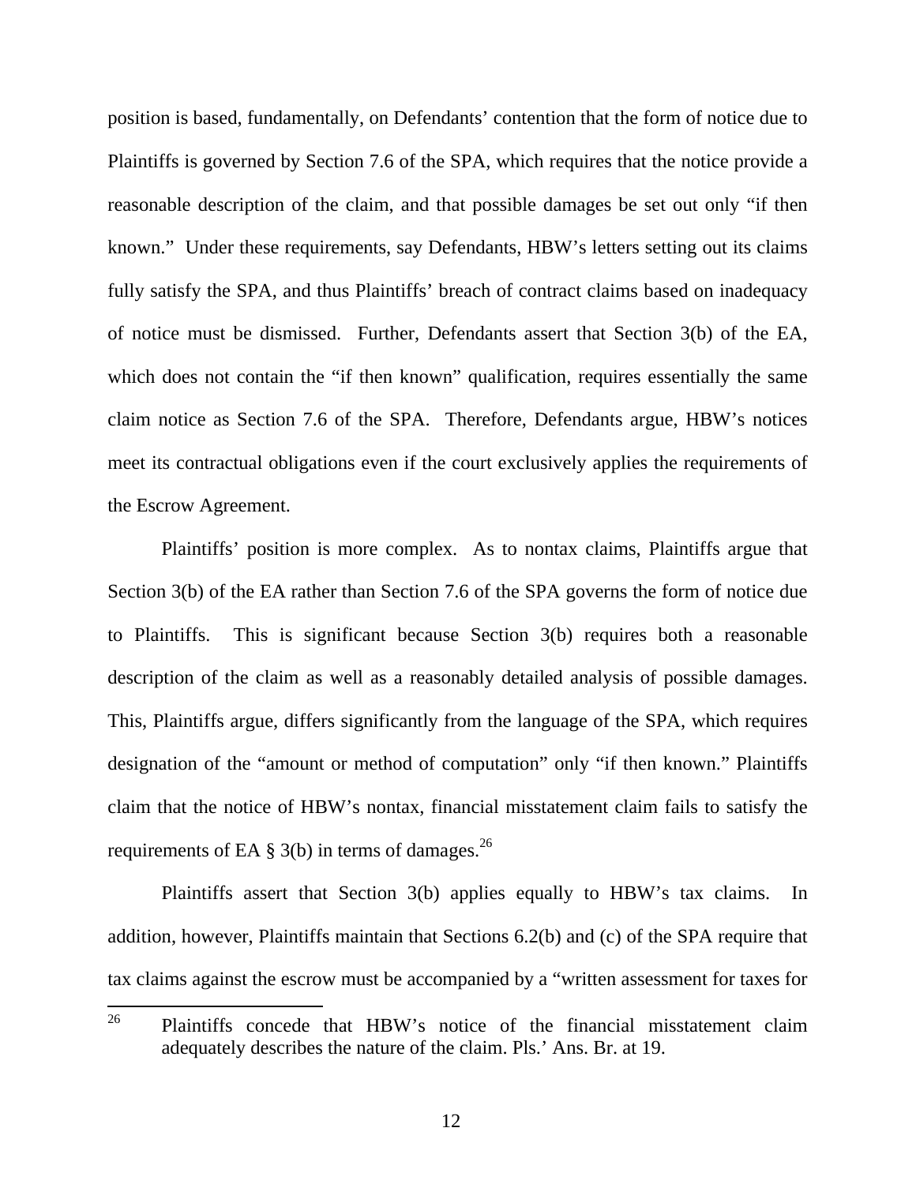position is based, fundamentally, on Defendants' contention that the form of notice due to Plaintiffs is governed by Section 7.6 of the SPA, which requires that the notice provide a reasonable description of the claim, and that possible damages be set out only "if then known." Under these requirements, say Defendants, HBW's letters setting out its claims fully satisfy the SPA, and thus Plaintiffs' breach of contract claims based on inadequacy of notice must be dismissed. Further, Defendants assert that Section 3(b) of the EA, which does not contain the "if then known" qualification, requires essentially the same claim notice as Section 7.6 of the SPA. Therefore, Defendants argue, HBW's notices meet its contractual obligations even if the court exclusively applies the requirements of the Escrow Agreement.

Plaintiffs' position is more complex. As to nontax claims, Plaintiffs argue that Section 3(b) of the EA rather than Section 7.6 of the SPA governs the form of notice due to Plaintiffs. This is significant because Section 3(b) requires both a reasonable description of the claim as well as a reasonably detailed analysis of possible damages. This, Plaintiffs argue, differs significantly from the language of the SPA, which requires designation of the "amount or method of computation" only "if then known." Plaintiffs claim that the notice of HBW's nontax, financial misstatement claim fails to satisfy the requirements of EA § 3(b) in terms of damages.[26]

Plaintiffs assert that Section 3(b) applies equally to HBW's tax claims. In addition, however, Plaintiffs maintain that Sections 6.2(b) and (c) of the SPA require that tax claims against the escrow must be accompanied by a "written assessment for taxes for

[26] Plaintiffs concede that HBW's notice of the financial misstatement claim adequately describes the nature of the claim. Pls.' Ans. Br. at 19.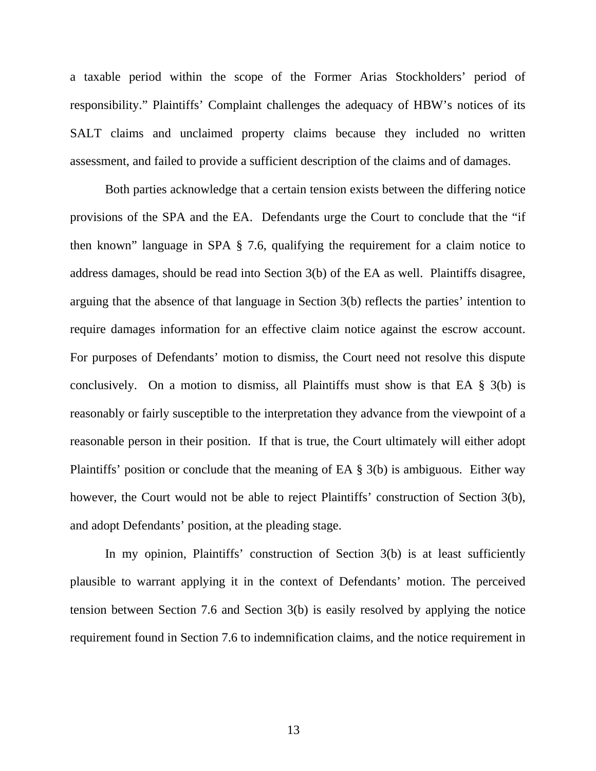a taxable period within the scope of the Former Arias Stockholders' period of responsibility." Plaintiffs' Complaint challenges the adequacy of HBW's notices of its SALT claims and unclaimed property claims because they included no written assessment, and failed to provide a sufficient description of the claims and of damages.

Both parties acknowledge that a certain tension exists between the differing notice provisions of the SPA and the EA. Defendants urge the Court to conclude that the "if then known" language in SPA § 7.6, qualifying the requirement for a claim notice to address damages, should be read into Section 3(b) of the EA as well. Plaintiffs disagree, arguing that the absence of that language in Section 3(b) reflects the parties' intention to require damages information for an effective claim notice against the escrow account. For purposes of Defendants' motion to dismiss, the Court need not resolve this dispute conclusively. On a motion to dismiss, all Plaintiffs must show is that EA § 3(b) is reasonably or fairly susceptible to the interpretation they advance from the viewpoint of a reasonable person in their position. If that is true, the Court ultimately will either adopt Plaintiffs' position or conclude that the meaning of EA § 3(b) is ambiguous. Either way however, the Court would not be able to reject Plaintiffs' construction of Section 3(b), and adopt Defendants' position, at the pleading stage.

In my opinion, Plaintiffs' construction of Section 3(b) is at least sufficiently plausible to warrant applying it in the context of Defendants' motion. The perceived tension between Section 7.6 and Section 3(b) is easily resolved by applying the notice requirement found in Section 7.6 to indemnification claims, and the notice requirement in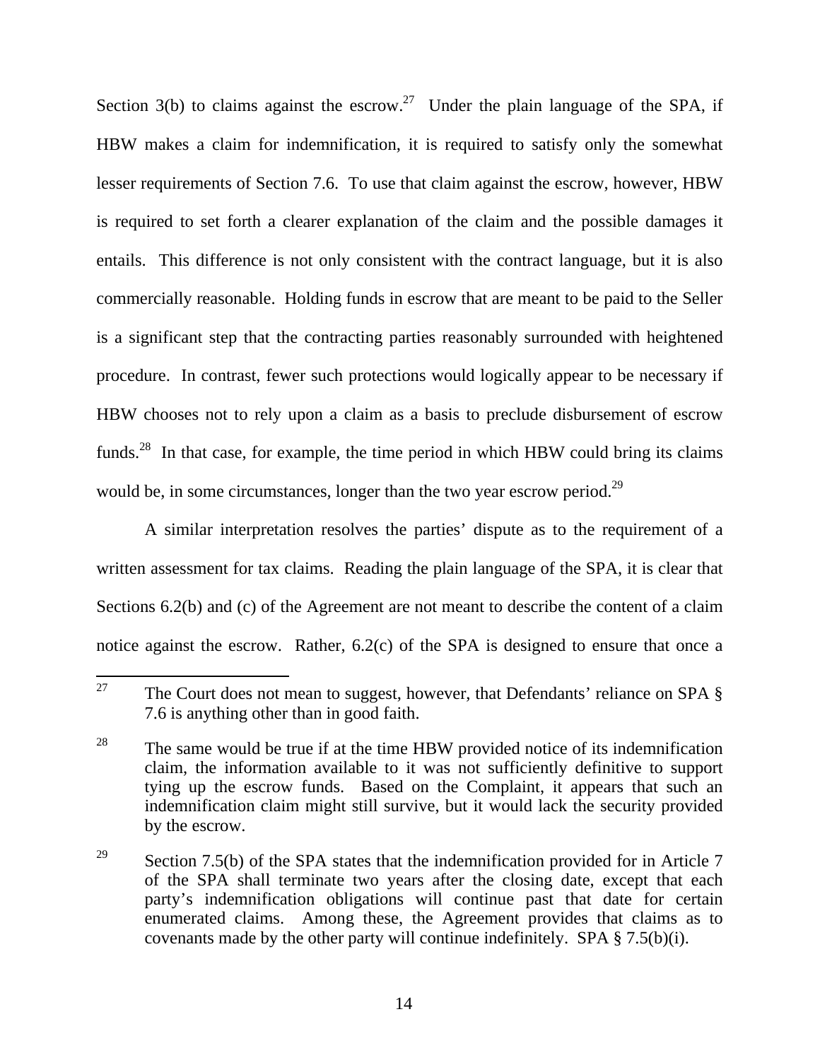Section 3(b) to claims against the escrow.[27] Under the plain language of the SPA, if HBW makes a claim for indemnification, it is required to satisfy only the somewhat lesser requirements of Section 7.6. To use that claim against the escrow, however, HBW is required to set forth a clearer explanation of the claim and the possible damages it entails. This difference is not only consistent with the contract language, but it is also commercially reasonable. Holding funds in escrow that are meant to be paid to the Seller is a significant step that the contracting parties reasonably surrounded with heightened procedure. In contrast, fewer such protections would logically appear to be necessary if HBW chooses not to rely upon a claim as a basis to preclude disbursement of escrow funds.[28] In that case, for example, the time period in which HBW could bring its claims would be, in some circumstances, longer than the two year escrow period.[29]

A similar interpretation resolves the parties' dispute as to the requirement of a written assessment for tax claims. Reading the plain language of the SPA, it is clear that Sections 6.2(b) and (c) of the Agreement are not meant to describe the content of a claim notice against the escrow. Rather, 6.2(c) of the SPA is designed to ensure that once a

---

[27] The Court does not mean to suggest, however, that Defendants' reliance on SPA § 7.6 is anything other than in good faith.

[28] The same would be true if at the time HBW provided notice of its indemnification claim, the information available to it was not sufficiently definitive to support tying up the escrow funds. Based on the Complaint, it appears that such an indemnification claim might still survive, but it would lack the security provided by the escrow.

[29] Section 7.5(b) of the SPA states that the indemnification provided for in Article 7 of the SPA shall terminate two years after the closing date, except that each party's indemnification obligations will continue past that date for certain enumerated claims. Among these, the Agreement provides that claims as to covenants made by the other party will continue indefinitely. SPA § 7.5(b)(i).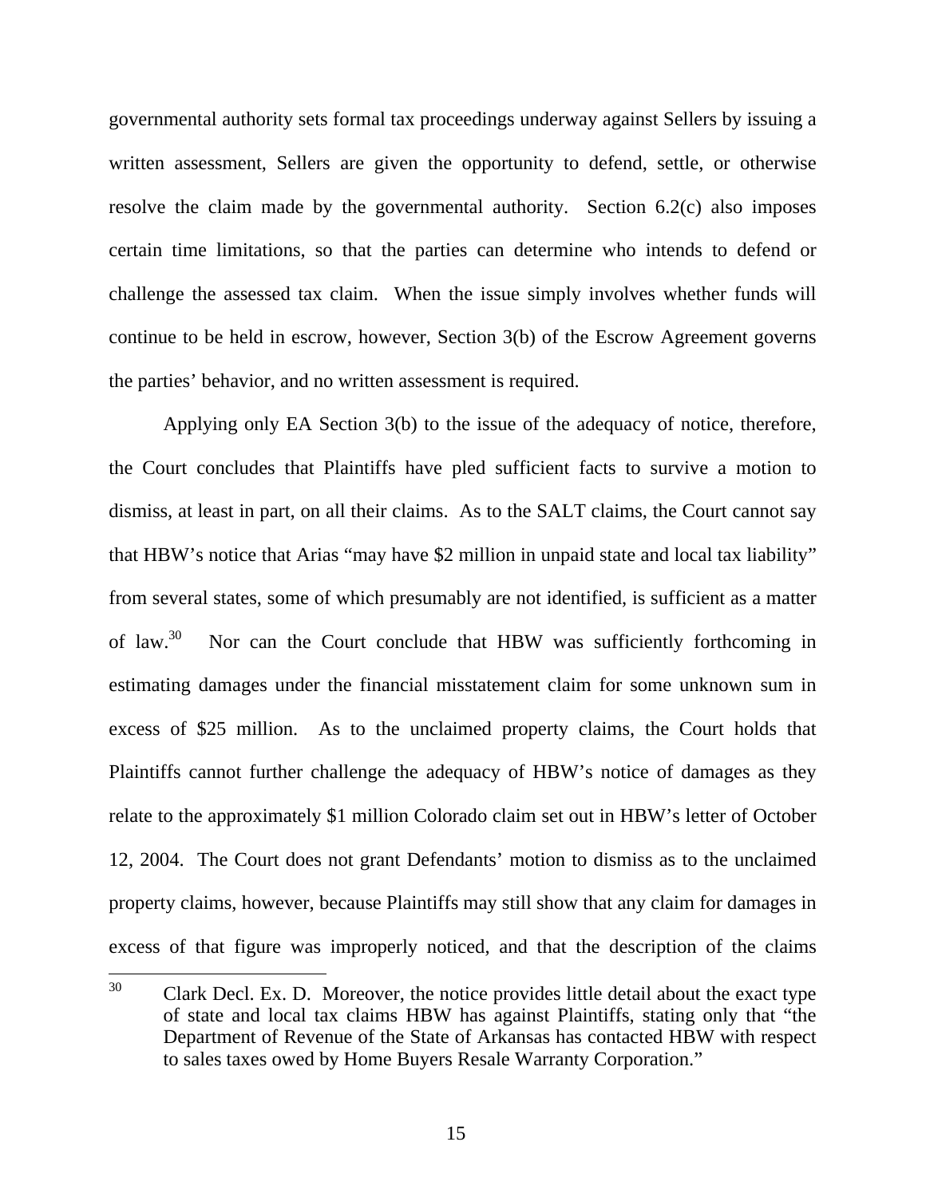governmental authority sets formal tax proceedings underway against Sellers by issuing a written assessment, Sellers are given the opportunity to defend, settle, or otherwise resolve the claim made by the governmental authority. Section 6.2(c) also imposes certain time limitations, so that the parties can determine who intends to defend or challenge the assessed tax claim. When the issue simply involves whether funds will continue to be held in escrow, however, Section 3(b) of the Escrow Agreement governs the parties' behavior, and no written assessment is required.

Applying only EA Section 3(b) to the issue of the adequacy of notice, therefore, the Court concludes that Plaintiffs have pled sufficient facts to survive a motion to dismiss, at least in part, on all their claims. As to the SALT claims, the Court cannot say that HBW's notice that Arias "may have $2 million in unpaid state and local tax liability" from several states, some of which presumably are not identified, is sufficient as a matter of law.[30] Nor can the Court conclude that HBW was sufficiently forthcoming in estimating damages under the financial misstatement claim for some unknown sum in excess of $25 million. As to the unclaimed property claims, the Court holds that Plaintiffs cannot further challenge the adequacy of HBW's notice of damages as they relate to the approximately $1 million Colorado claim set out in HBW's letter of October 12, 2004. The Court does not grant Defendants' motion to dismiss as to the unclaimed property claims, however, because Plaintiffs may still show that any claim for damages in excess of that figure was improperly noticed, and that the description of the claims

---

[30] Clark Decl. Ex. D. Moreover, the notice provides little detail about the exact type of state and local tax claims HBW has against Plaintiffs, stating only that "the Department of Revenue of the State of Arkansas has contacted HBW with respect to sales taxes owed by Home Buyers Resale Warranty Corporation."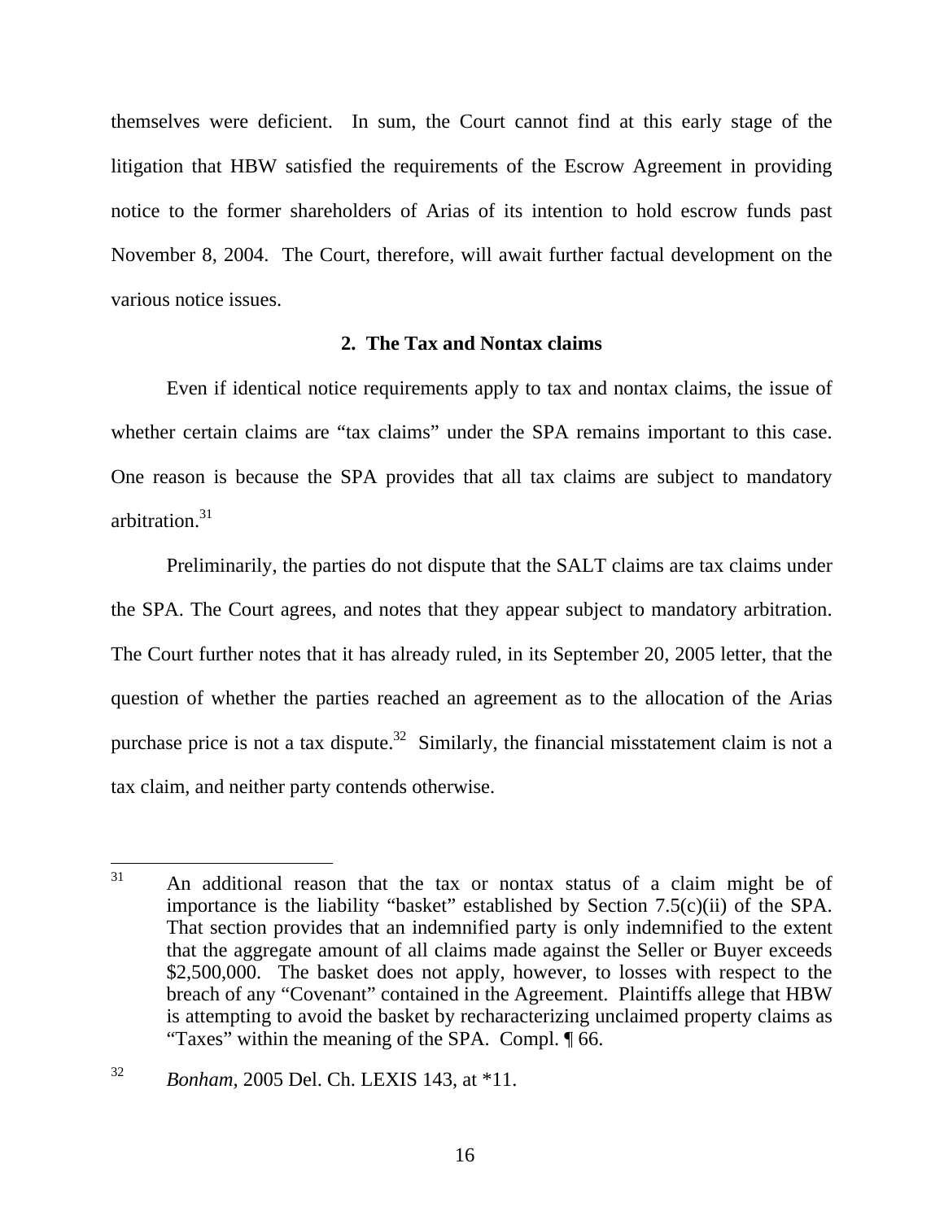themselves were deficient. In sum, the Court cannot find at this early stage of the litigation that HBW satisfied the requirements of the Escrow Agreement in providing notice to the former shareholders of Arias of its intention to hold escrow funds past November 8, 2004. The Court, therefore, will await further factual development on the various notice issues.

### 2. The Tax and Nontax claims

Even if identical notice requirements apply to tax and nontax claims, the issue of whether certain claims are "tax claims" under the SPA remains important to this case. One reason is because the SPA provides that all tax claims are subject to mandatory arbitration.[31]

Preliminarily, the parties do not dispute that the SALT claims are tax claims under the SPA. The Court agrees, and notes that they appear subject to mandatory arbitration. The Court further notes that it has already ruled, in its September 20, 2005 letter, that the question of whether the parties reached an agreement as to the allocation of the Arias purchase price is not a tax dispute.[32] Similarly, the financial misstatement claim is not a tax claim, and neither party contends otherwise.

---

[31] An additional reason that the tax or nontax status of a claim might be of importance is the liability "basket" established by Section 7.5(c)(ii) of the SPA. That section provides that an indemnified party is only indemnified to the extent that the aggregate amount of all claims made against the Seller or Buyer exceeds $2,500,000. The basket does not apply, however, to losses with respect to the breach of any "Covenant" contained in the Agreement. Plaintiffs allege that HBW is attempting to avoid the basket by recharacterizing unclaimed property claims as "Taxes" within the meaning of the SPA. Compl. ¶ 66.

[32] *Bonham*, 2005 Del. Ch. LEXIS 143, at *11.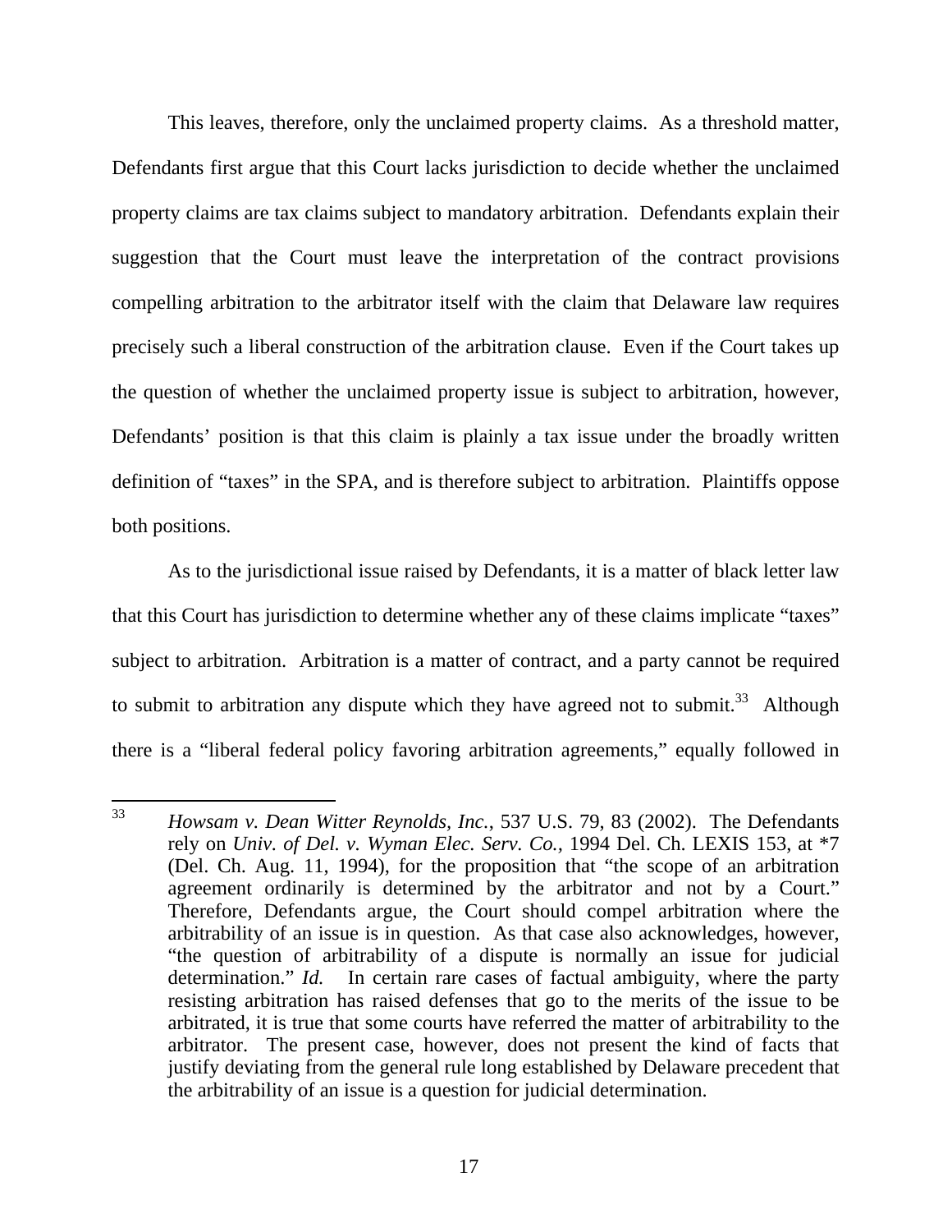This leaves, therefore, only the unclaimed property claims. As a threshold matter, Defendants first argue that this Court lacks jurisdiction to decide whether the unclaimed property claims are tax claims subject to mandatory arbitration. Defendants explain their suggestion that the Court must leave the interpretation of the contract provisions compelling arbitration to the arbitrator itself with the claim that Delaware law requires precisely such a liberal construction of the arbitration clause. Even if the Court takes up the question of whether the unclaimed property issue is subject to arbitration, however, Defendants' position is that this claim is plainly a tax issue under the broadly written definition of "taxes" in the SPA, and is therefore subject to arbitration. Plaintiffs oppose both positions.

As to the jurisdictional issue raised by Defendants, it is a matter of black letter law that this Court has jurisdiction to determine whether any of these claims implicate "taxes" subject to arbitration. Arbitration is a matter of contract, and a party cannot be required to submit to arbitration any dispute which they have agreed not to submit.[33] Although there is a "liberal federal policy favoring arbitration agreements," equally followed in

---

[33] *Howsam v. Dean Witter Reynolds, Inc.*, 537 U.S. 79, 83 (2002). The Defendants rely on *Univ. of Del. v. Wyman Elec. Serv. Co.*, 1994 Del. Ch. LEXIS 153, at *7 (Del. Ch. Aug. 11, 1994), for the proposition that "the scope of an arbitration agreement ordinarily is determined by the arbitrator and not by a Court." Therefore, Defendants argue, the Court should compel arbitration where the arbitrability of an issue is in question. As that case also acknowledges, however, "the question of arbitrability of a dispute is normally an issue for judicial determination." *Id.* In certain rare cases of factual ambiguity, where the party resisting arbitration has raised defenses that go to the merits of the issue to be arbitrated, it is true that some courts have referred the matter of arbitrability to the arbitrator. The present case, however, does not present the kind of facts that justify deviating from the general rule long established by Delaware precedent that the arbitrability of an issue is a question for judicial determination.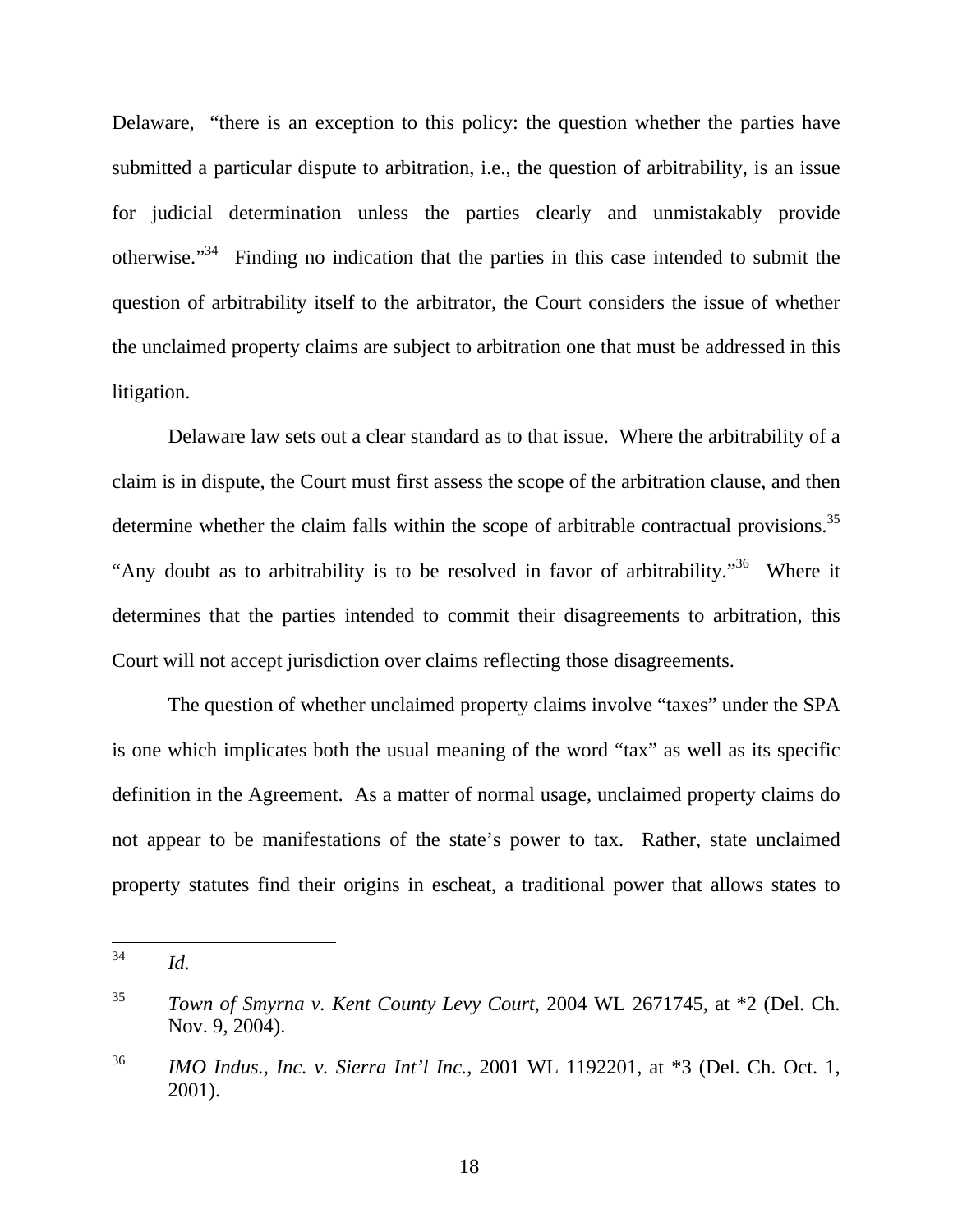Delaware, "there is an exception to this policy: the question whether the parties have submitted a particular dispute to arbitration, i.e., the question of arbitrability, is an issue for judicial determination unless the parties clearly and unmistakably provide otherwise."[34] Finding no indication that the parties in this case intended to submit the question of arbitrability itself to the arbitrator, the Court considers the issue of whether the unclaimed property claims are subject to arbitration one that must be addressed in this litigation.

Delaware law sets out a clear standard as to that issue. Where the arbitrability of a claim is in dispute, the Court must first assess the scope of the arbitration clause, and then determine whether the claim falls within the scope of arbitrable contractual provisions.[35] "Any doubt as to arbitrability is to be resolved in favor of arbitrability."[36] Where it determines that the parties intended to commit their disagreements to arbitration, this Court will not accept jurisdiction over claims reflecting those disagreements.

The question of whether unclaimed property claims involve "taxes" under the SPA is one which implicates both the usual meaning of the word "tax" as well as its specific definition in the Agreement. As a matter of normal usage, unclaimed property claims do not appear to be manifestations of the state's power to tax. Rather, state unclaimed property statutes find their origins in escheat, a traditional power that allows states to

---

[34] *Id.*

[35] *Town of Smyrna v. Kent County Levy Court*, 2004 WL 2671745, at *2 (Del. Ch. Nov. 9, 2004).

[36] *IMO Indus., Inc. v. Sierra Int'l Inc.*, 2001 WL 1192201, at *3 (Del. Ch. Oct. 1, 2001).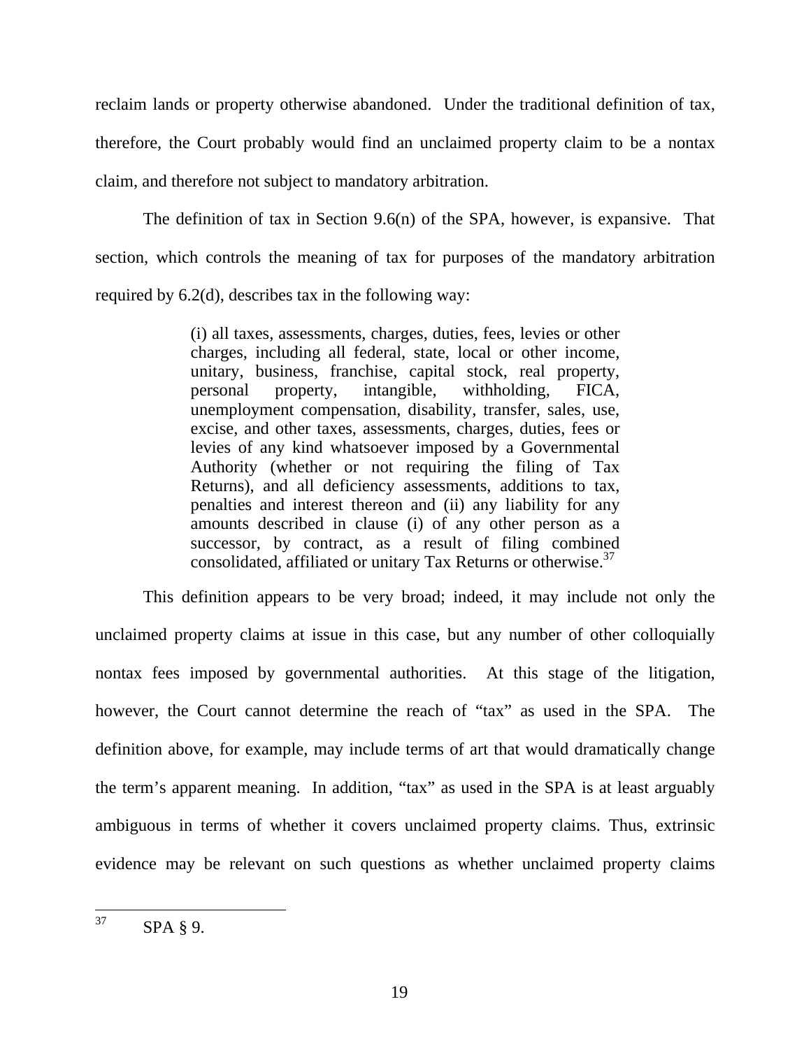reclaim lands or property otherwise abandoned. Under the traditional definition of tax, therefore, the Court probably would find an unclaimed property claim to be a nontax claim, and therefore not subject to mandatory arbitration.

The definition of tax in Section 9.6(n) of the SPA, however, is expansive. That section, which controls the meaning of tax for purposes of the mandatory arbitration required by 6.2(d), describes tax in the following way:

> (i) all taxes, assessments, charges, duties, fees, levies or other charges, including all federal, state, local or other income, unitary, business, franchise, capital stock, real property, personal property, intangible, withholding, FICA, unemployment compensation, disability, transfer, sales, use, excise, and other taxes, assessments, charges, duties, fees or levies of any kind whatsoever imposed by a Governmental Authority (whether or not requiring the filing of Tax Returns), and all deficiency assessments, additions to tax, penalties and interest thereon and (ii) any liability for any amounts described in clause (i) of any other person as a successor, by contract, as a result of filing combined consolidated, affiliated or unitary Tax Returns or otherwise.[37]

This definition appears to be very broad; indeed, it may include not only the unclaimed property claims at issue in this case, but any number of other colloquially nontax fees imposed by governmental authorities. At this stage of the litigation, however, the Court cannot determine the reach of "tax" as used in the SPA. The definition above, for example, may include terms of art that would dramatically change the term's apparent meaning. In addition, "tax" as used in the SPA is at least arguably ambiguous in terms of whether it covers unclaimed property claims. Thus, extrinsic evidence may be relevant on such questions as whether unclaimed property claims

[37] SPA § 9.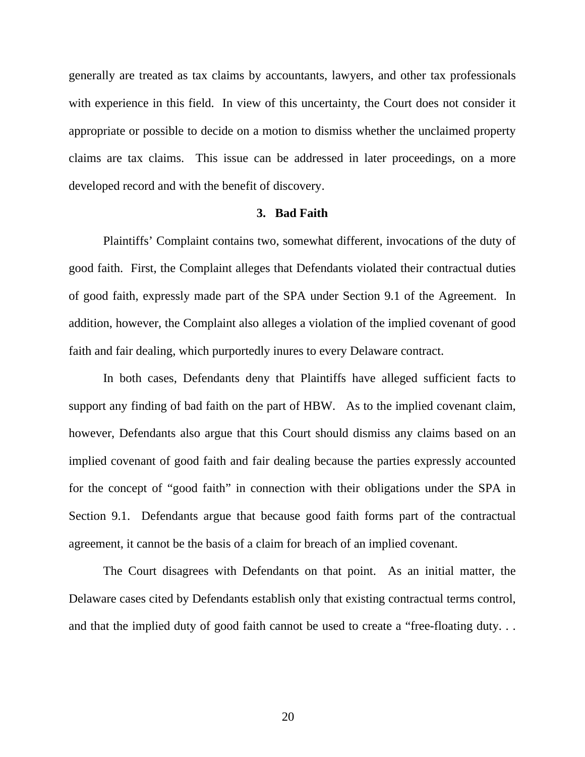generally are treated as tax claims by accountants, lawyers, and other tax professionals with experience in this field. In view of this uncertainty, the Court does not consider it appropriate or possible to decide on a motion to dismiss whether the unclaimed property claims are tax claims. This issue can be addressed in later proceedings, on a more developed record and with the benefit of discovery.

### 3. Bad Faith

Plaintiffs' Complaint contains two, somewhat different, invocations of the duty of good faith. First, the Complaint alleges that Defendants violated their contractual duties of good faith, expressly made part of the SPA under Section 9.1 of the Agreement. In addition, however, the Complaint also alleges a violation of the implied covenant of good faith and fair dealing, which purportedly inures to every Delaware contract.

In both cases, Defendants deny that Plaintiffs have alleged sufficient facts to support any finding of bad faith on the part of HBW. As to the implied covenant claim, however, Defendants also argue that this Court should dismiss any claims based on an implied covenant of good faith and fair dealing because the parties expressly accounted for the concept of "good faith" in connection with their obligations under the SPA in Section 9.1. Defendants argue that because good faith forms part of the contractual agreement, it cannot be the basis of a claim for breach of an implied covenant.

The Court disagrees with Defendants on that point. As an initial matter, the Delaware cases cited by Defendants establish only that existing contractual terms control, and that the implied duty of good faith cannot be used to create a "free-floating duty. . .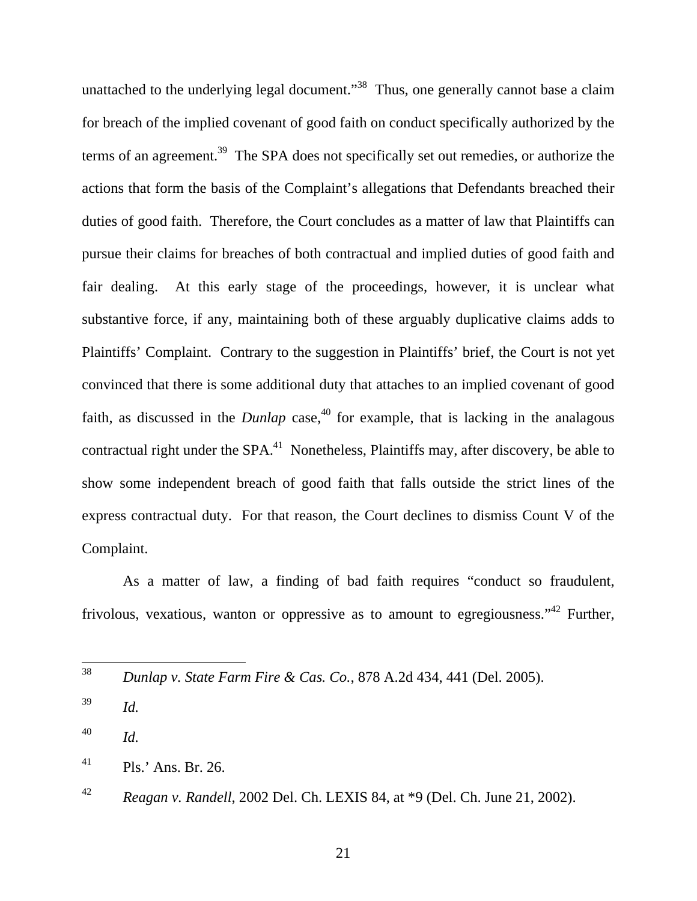unattached to the underlying legal document."[38] Thus, one generally cannot base a claim for breach of the implied covenant of good faith on conduct specifically authorized by the terms of an agreement.[39] The SPA does not specifically set out remedies, or authorize the actions that form the basis of the Complaint's allegations that Defendants breached their duties of good faith. Therefore, the Court concludes as a matter of law that Plaintiffs can pursue their claims for breaches of both contractual and implied duties of good faith and fair dealing. At this early stage of the proceedings, however, it is unclear what substantive force, if any, maintaining both of these arguably duplicative claims adds to Plaintiffs' Complaint. Contrary to the suggestion in Plaintiffs' brief, the Court is not yet convinced that there is some additional duty that attaches to an implied covenant of good faith, as discussed in the *Dunlap* case,[40] for example, that is lacking in the analagous contractual right under the SPA.[41] Nonetheless, Plaintiffs may, after discovery, be able to show some independent breach of good faith that falls outside the strict lines of the express contractual duty. For that reason, the Court declines to dismiss Count V of the Complaint.

As a matter of law, a finding of bad faith requires "conduct so fraudulent, frivolous, vexatious, wanton or oppressive as to amount to egregiousness."[42] Further,

---

[38] *Dunlap v. State Farm Fire & Cas. Co.*, 878 A.2d 434, 441 (Del. 2005).

[39] *Id.*

[40] *Id.*

[41] Pls.' Ans. Br. 26.

[42] *Reagan v. Randell*, 2002 Del. Ch. LEXIS 84, at *9 (Del. Ch. June 21, 2002).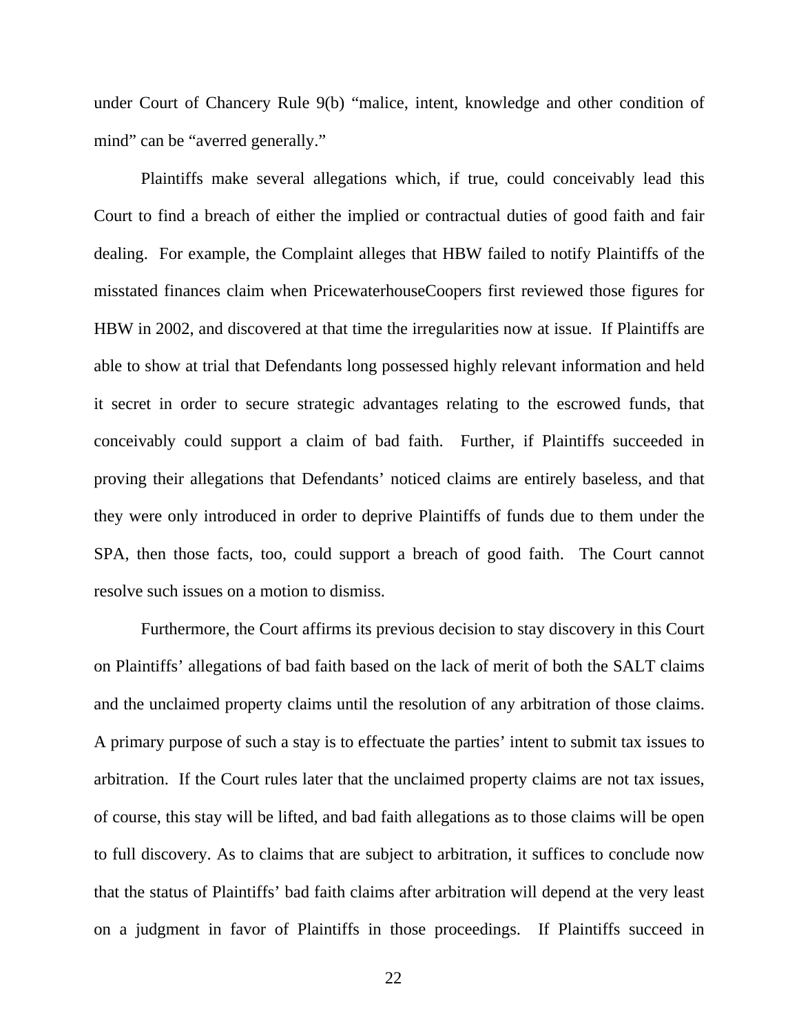under Court of Chancery Rule 9(b) "malice, intent, knowledge and other condition of mind" can be "averred generally."

Plaintiffs make several allegations which, if true, could conceivably lead this Court to find a breach of either the implied or contractual duties of good faith and fair dealing. For example, the Complaint alleges that HBW failed to notify Plaintiffs of the misstated finances claim when PricewaterhouseCoopers first reviewed those figures for HBW in 2002, and discovered at that time the irregularities now at issue. If Plaintiffs are able to show at trial that Defendants long possessed highly relevant information and held it secret in order to secure strategic advantages relating to the escrowed funds, that conceivably could support a claim of bad faith. Further, if Plaintiffs succeeded in proving their allegations that Defendants' noticed claims are entirely baseless, and that they were only introduced in order to deprive Plaintiffs of funds due to them under the SPA, then those facts, too, could support a breach of good faith. The Court cannot resolve such issues on a motion to dismiss.

Furthermore, the Court affirms its previous decision to stay discovery in this Court on Plaintiffs' allegations of bad faith based on the lack of merit of both the SALT claims and the unclaimed property claims until the resolution of any arbitration of those claims. A primary purpose of such a stay is to effectuate the parties' intent to submit tax issues to arbitration. If the Court rules later that the unclaimed property claims are not tax issues, of course, this stay will be lifted, and bad faith allegations as to those claims will be open to full discovery. As to claims that are subject to arbitration, it suffices to conclude now that the status of Plaintiffs' bad faith claims after arbitration will depend at the very least on a judgment in favor of Plaintiffs in those proceedings. If Plaintiffs succeed in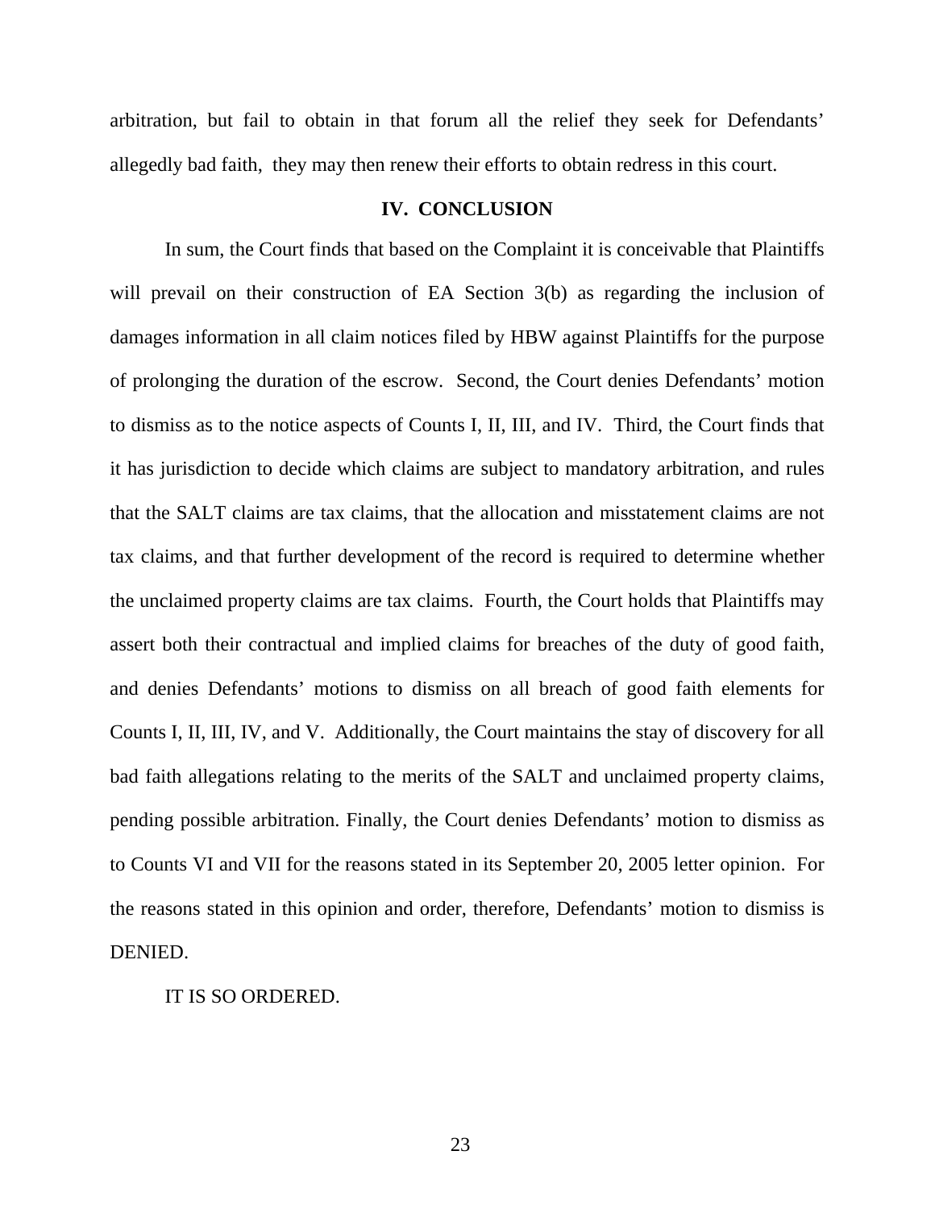arbitration, but fail to obtain in that forum all the relief they seek for Defendants' allegedly bad faith, they may then renew their efforts to obtain redress in this court.

## IV. CONCLUSION

In sum, the Court finds that based on the Complaint it is conceivable that Plaintiffs will prevail on their construction of EA Section 3(b) as regarding the inclusion of damages information in all claim notices filed by HBW against Plaintiffs for the purpose of prolonging the duration of the escrow. Second, the Court denies Defendants' motion to dismiss as to the notice aspects of Counts I, II, III, and IV. Third, the Court finds that it has jurisdiction to decide which claims are subject to mandatory arbitration, and rules that the SALT claims are tax claims, that the allocation and misstatement claims are not tax claims, and that further development of the record is required to determine whether the unclaimed property claims are tax claims. Fourth, the Court holds that Plaintiffs may assert both their contractual and implied claims for breaches of the duty of good faith, and denies Defendants' motions to dismiss on all breach of good faith elements for Counts I, II, III, IV, and V. Additionally, the Court maintains the stay of discovery for all bad faith allegations relating to the merits of the SALT and unclaimed property claims, pending possible arbitration. Finally, the Court denies Defendants' motion to dismiss as to Counts VI and VII for the reasons stated in its September 20, 2005 letter opinion. For the reasons stated in this opinion and order, therefore, Defendants' motion to dismiss is DENIED.

IT IS SO ORDERED.